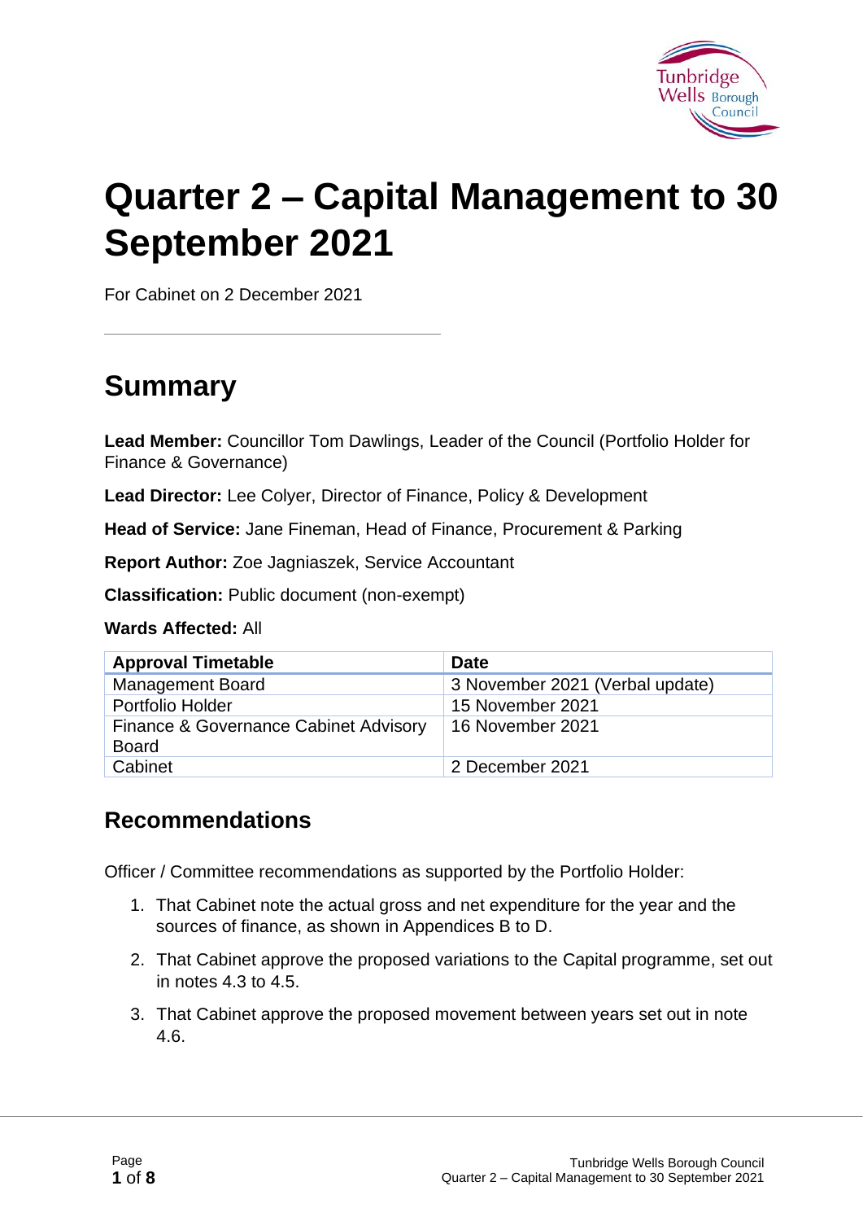# Quarter 2 – Capital Management to 30 September 2021

For Cabinet on 2 December 2021

## Summary

**Lead Member:** Councillor Tom Dawlings, Leader of the Council (Portfolio Holder for Finance & Governance)

**Lead Director:** Lee Colyer, Director of Finance, Policy & Development

**Head of Service:** Jane Fineman, Head of Finance, Procurement & Parking

**Report Author:** Zoe Jagniaszek, Service Accountant

**Classification:** Public document (non-exempt)

**Wards Affected:** All

| Approval Timetable | Date |
|---|---|
| Management Board | 3 November 2021 (Verbal update) |
| Portfolio Holder | 15 November 2021 |
| Finance & Governance Cabinet Advisory Board | 16 November 2021 |
| Cabinet | 2 December 2021 |

## Recommendations

Officer / Committee recommendations as supported by the Portfolio Holder:

1. That Cabinet note the actual gross and net expenditure for the year and the sources of finance, as shown in Appendices B to D.
2. That Cabinet approve the proposed variations to the Capital programme, set out in notes 4.3 to 4.5.
3. That Cabinet approve the proposed movement between years set out in note 4.6.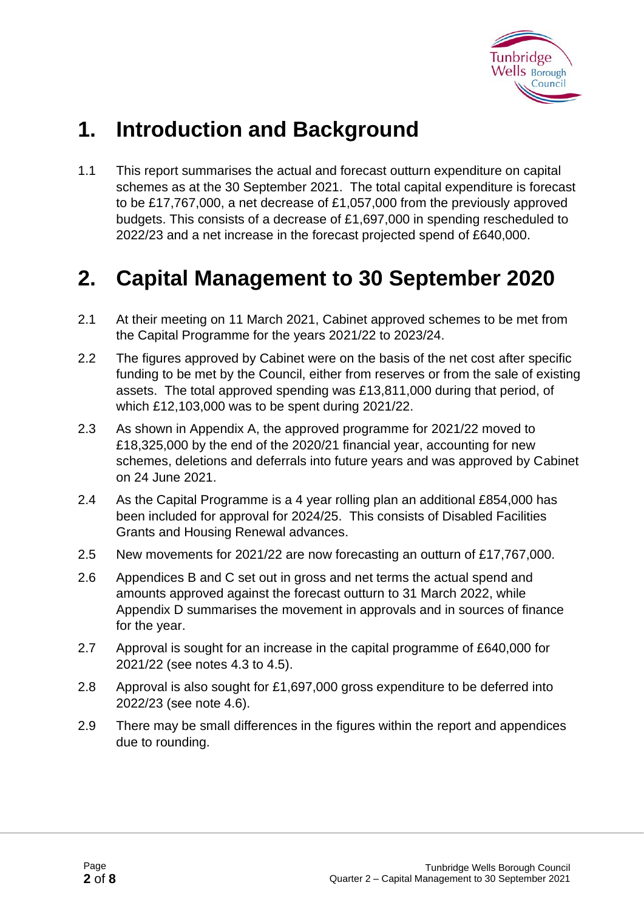# 1. Introduction and Background

1.1 This report summarises the actual and forecast outturn expenditure on capital schemes as at the 30 September 2021. The total capital expenditure is forecast to be £17,767,000, a net decrease of £1,057,000 from the previously approved budgets. This consists of a decrease of £1,697,000 in spending rescheduled to 2022/23 and a net increase in the forecast projected spend of £640,000.

# 2. Capital Management to 30 September 2020

2.1 At their meeting on 11 March 2021, Cabinet approved schemes to be met from the Capital Programme for the years 2021/22 to 2023/24.

2.2 The figures approved by Cabinet were on the basis of the net cost after specific funding to be met by the Council, either from reserves or from the sale of existing assets. The total approved spending was £13,811,000 during that period, of which £12,103,000 was to be spent during 2021/22.

2.3 As shown in Appendix A, the approved programme for 2021/22 moved to £18,325,000 by the end of the 2020/21 financial year, accounting for new schemes, deletions and deferrals into future years and was approved by Cabinet on 24 June 2021.

2.4 As the Capital Programme is a 4 year rolling plan an additional £854,000 has been included for approval for 2024/25. This consists of Disabled Facilities Grants and Housing Renewal advances.

2.5 New movements for 2021/22 are now forecasting an outturn of £17,767,000.

2.6 Appendices B and C set out in gross and net terms the actual spend and amounts approved against the forecast outturn to 31 March 2022, while Appendix D summarises the movement in approvals and in sources of finance for the year.

2.7 Approval is sought for an increase in the capital programme of £640,000 for 2021/22 (see notes 4.3 to 4.5).

2.8 Approval is also sought for £1,697,000 gross expenditure to be deferred into 2022/23 (see note 4.6).

2.9 There may be small differences in the figures within the report and appendices due to rounding.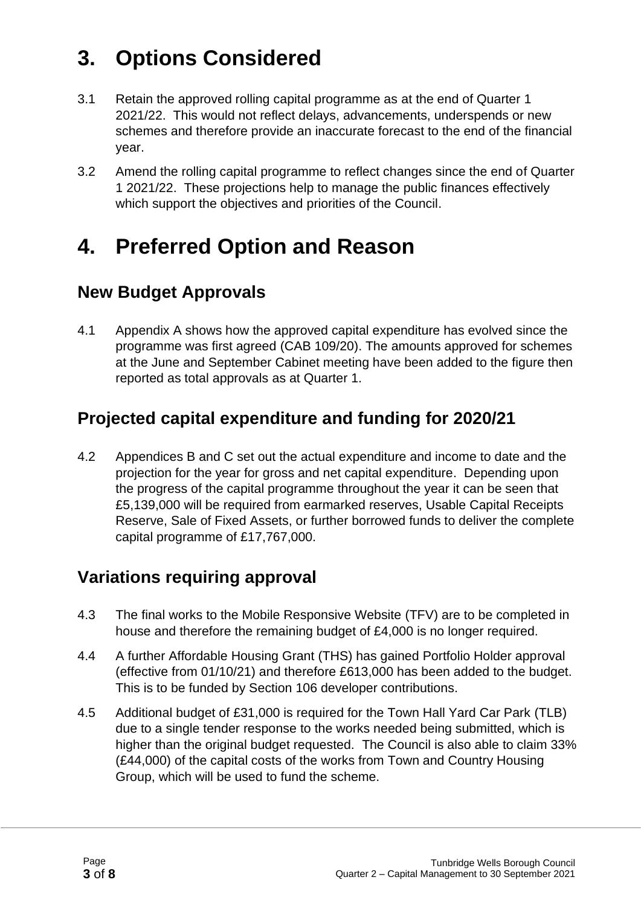# 3. Options Considered

3.1 Retain the approved rolling capital programme as at the end of Quarter 1 2021/22. This would not reflect delays, advancements, underspends or new schemes and therefore provide an inaccurate forecast to the end of the financial year.

3.2 Amend the rolling capital programme to reflect changes since the end of Quarter 1 2021/22. These projections help to manage the public finances effectively which support the objectives and priorities of the Council.

# 4. Preferred Option and Reason

## New Budget Approvals

4.1 Appendix A shows how the approved capital expenditure has evolved since the programme was first agreed (CAB 109/20). The amounts approved for schemes at the June and September Cabinet meeting have been added to the figure then reported as total approvals as at Quarter 1.

## Projected capital expenditure and funding for 2020/21

4.2 Appendices B and C set out the actual expenditure and income to date and the projection for the year for gross and net capital expenditure. Depending upon the progress of the capital programme throughout the year it can be seen that £5,139,000 will be required from earmarked reserves, Usable Capital Receipts Reserve, Sale of Fixed Assets, or further borrowed funds to deliver the complete capital programme of £17,767,000.

## Variations requiring approval

4.3 The final works to the Mobile Responsive Website (TFV) are to be completed in house and therefore the remaining budget of £4,000 is no longer required.

4.4 A further Affordable Housing Grant (THS) has gained Portfolio Holder approval (effective from 01/10/21) and therefore £613,000 has been added to the budget. This is to be funded by Section 106 developer contributions.

4.5 Additional budget of £31,000 is required for the Town Hall Yard Car Park (TLB) due to a single tender response to the works needed being submitted, which is higher than the original budget requested. The Council is also able to claim 33% (£44,000) of the capital costs of the works from Town and Country Housing Group, which will be used to fund the scheme.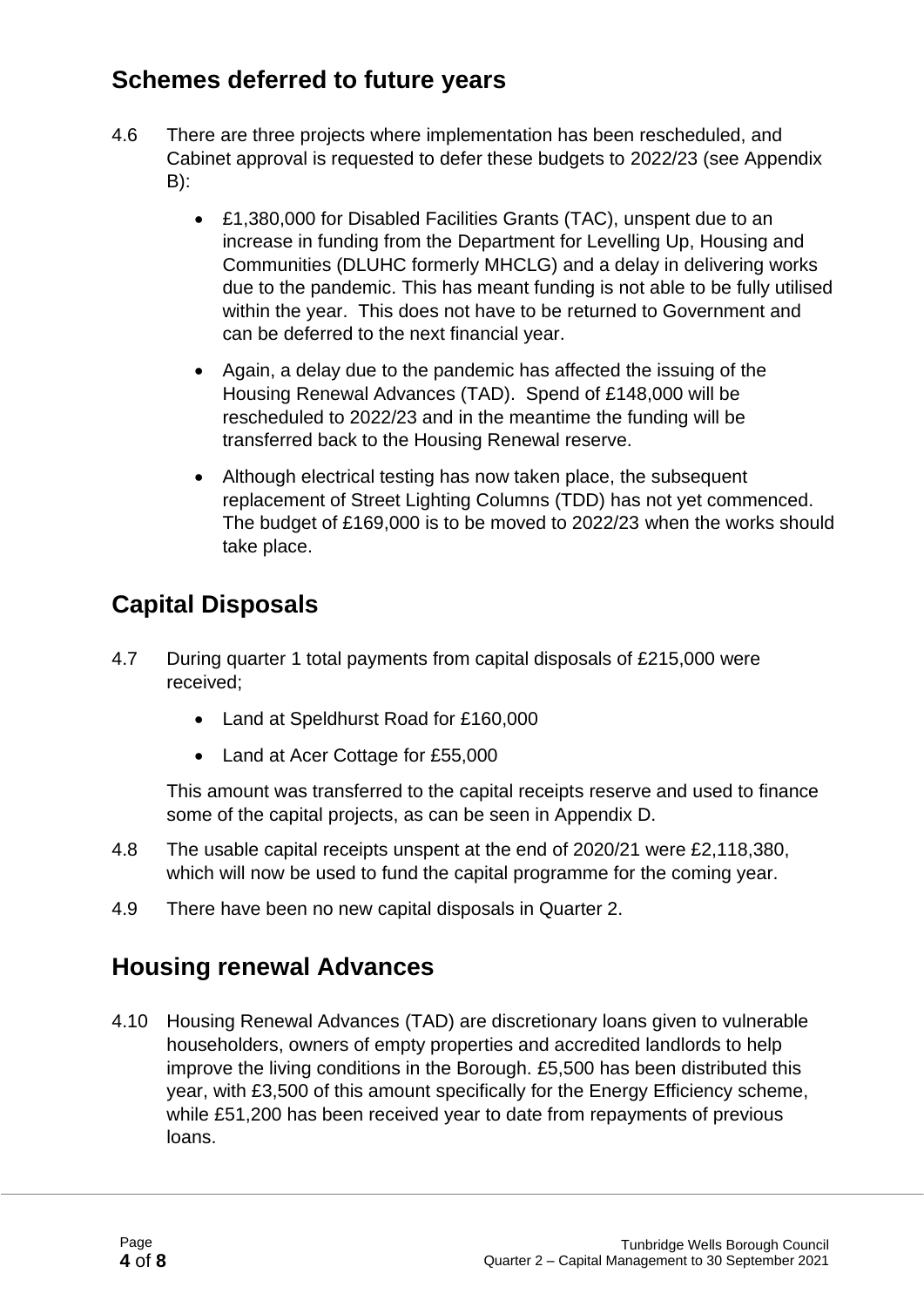## Schemes deferred to future years

4.6 There are three projects where implementation has been rescheduled, and Cabinet approval is requested to defer these budgets to 2022/23 (see Appendix B):

- £1,380,000 for Disabled Facilities Grants (TAC), unspent due to an increase in funding from the Department for Levelling Up, Housing and Communities (DLUHC formerly MHCLG) and a delay in delivering works due to the pandemic. This has meant funding is not able to be fully utilised within the year. This does not have to be returned to Government and can be deferred to the next financial year.
- Again, a delay due to the pandemic has affected the issuing of the Housing Renewal Advances (TAD). Spend of £148,000 will be rescheduled to 2022/23 and in the meantime the funding will be transferred back to the Housing Renewal reserve.
- Although electrical testing has now taken place, the subsequent replacement of Street Lighting Columns (TDD) has not yet commenced. The budget of £169,000 is to be moved to 2022/23 when the works should take place.

## Capital Disposals

4.7 During quarter 1 total payments from capital disposals of £215,000 were received;

- Land at Speldhurst Road for £160,000
- Land at Acer Cottage for £55,000

This amount was transferred to the capital receipts reserve and used to finance some of the capital projects, as can be seen in Appendix D.

4.8 The usable capital receipts unspent at the end of 2020/21 were £2,118,380, which will now be used to fund the capital programme for the coming year.

4.9 There have been no new capital disposals in Quarter 2.

## Housing renewal Advances

4.10 Housing Renewal Advances (TAD) are discretionary loans given to vulnerable householders, owners of empty properties and accredited landlords to help improve the living conditions in the Borough. £5,500 has been distributed this year, with £3,500 of this amount specifically for the Energy Efficiency scheme, while £51,200 has been received year to date from repayments of previous loans.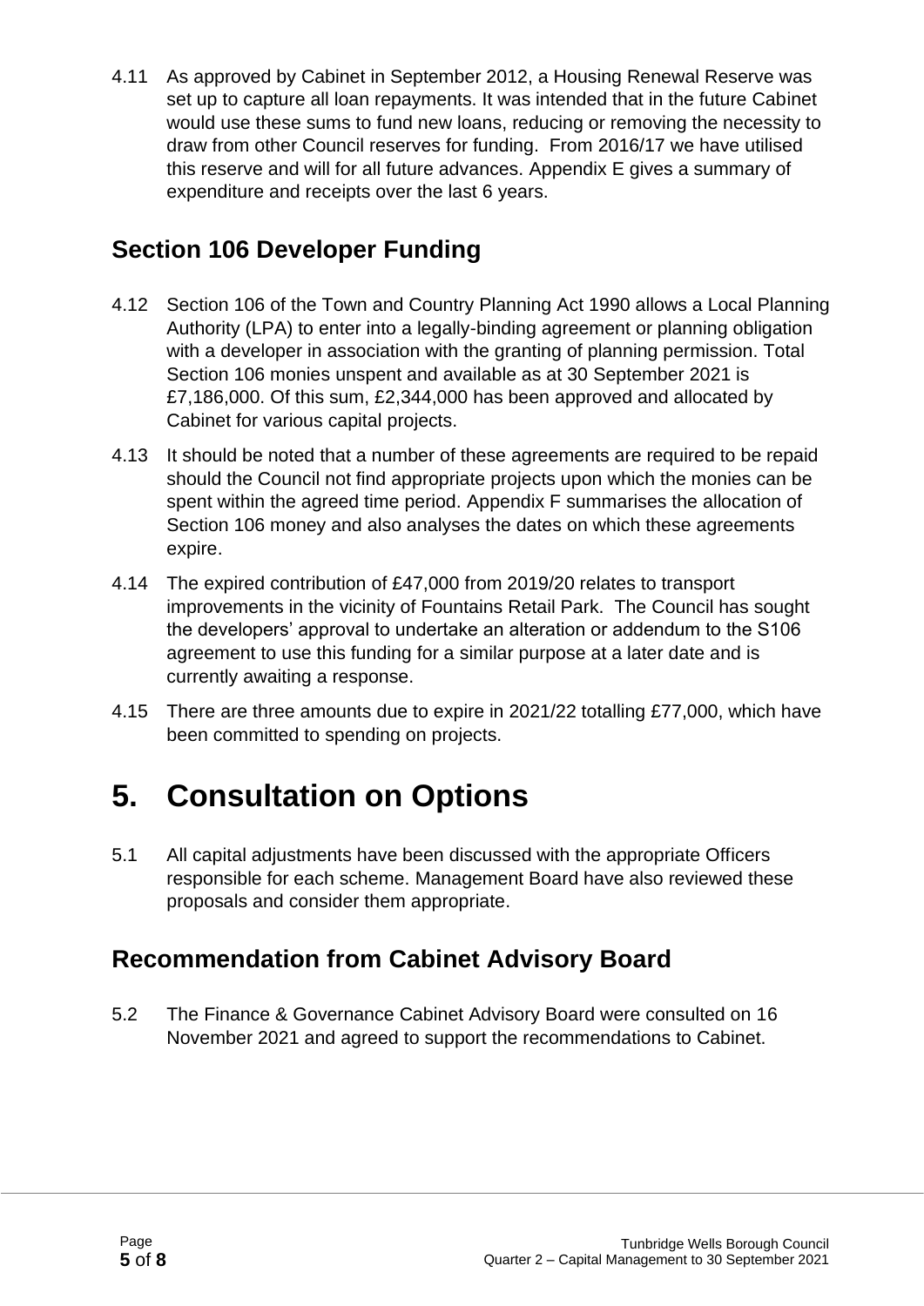4.11 As approved by Cabinet in September 2012, a Housing Renewal Reserve was set up to capture all loan repayments. It was intended that in the future Cabinet would use these sums to fund new loans, reducing or removing the necessity to draw from other Council reserves for funding. From 2016/17 we have utilised this reserve and will for all future advances. Appendix E gives a summary of expenditure and receipts over the last 6 years.

## Section 106 Developer Funding

4.12 Section 106 of the Town and Country Planning Act 1990 allows a Local Planning Authority (LPA) to enter into a legally-binding agreement or planning obligation with a developer in association with the granting of planning permission. Total Section 106 monies unspent and available as at 30 September 2021 is £7,186,000. Of this sum, £2,344,000 has been approved and allocated by Cabinet for various capital projects.

4.13 It should be noted that a number of these agreements are required to be repaid should the Council not find appropriate projects upon which the monies can be spent within the agreed time period. Appendix F summarises the allocation of Section 106 money and also analyses the dates on which these agreements expire.

4.14 The expired contribution of £47,000 from 2019/20 relates to transport improvements in the vicinity of Fountains Retail Park. The Council has sought the developers' approval to undertake an alteration or addendum to the S106 agreement to use this funding for a similar purpose at a later date and is currently awaiting a response.

4.15 There are three amounts due to expire in 2021/22 totalling £77,000, which have been committed to spending on projects.

# 5. Consultation on Options

5.1 All capital adjustments have been discussed with the appropriate Officers responsible for each scheme. Management Board have also reviewed these proposals and consider them appropriate.

## Recommendation from Cabinet Advisory Board

5.2 The Finance & Governance Cabinet Advisory Board were consulted on 16 November 2021 and agreed to support the recommendations to Cabinet.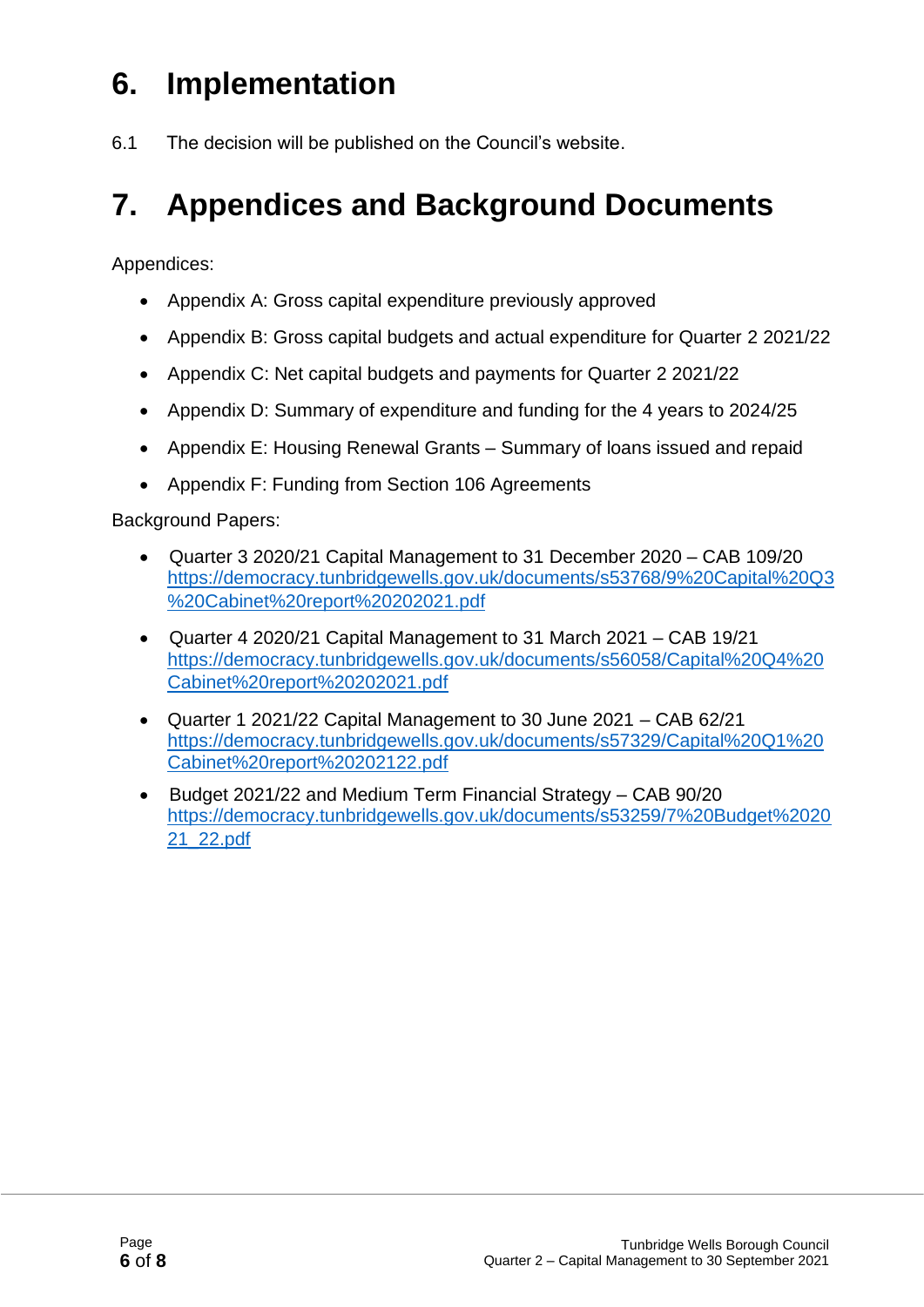# 6. Implementation

6.1 The decision will be published on the Council's website.

# 7. Appendices and Background Documents

Appendices:

- Appendix A: Gross capital expenditure previously approved
- Appendix B: Gross capital budgets and actual expenditure for Quarter 2 2021/22
- Appendix C: Net capital budgets and payments for Quarter 2 2021/22
- Appendix D: Summary of expenditure and funding for the 4 years to 2024/25
- Appendix E: Housing Renewal Grants – Summary of loans issued and repaid
- Appendix F: Funding from Section 106 Agreements

Background Papers:

- Quarter 3 2020/21 Capital Management to 31 December 2020 – CAB 109/20 https://democracy.tunbridgewells.gov.uk/documents/s53768/9%20Capital%20Q3%20Cabinet%20report%20202021.pdf
- Quarter 4 2020/21 Capital Management to 31 March 2021 – CAB 19/21 https://democracy.tunbridgewells.gov.uk/documents/s56058/Capital%20Q4%20Cabinet%20report%20202021.pdf
- Quarter 1 2021/22 Capital Management to 30 June 2021 – CAB 62/21 https://democracy.tunbridgewells.gov.uk/documents/s57329/Capital%20Q1%20Cabinet%20report%20202122.pdf
- Budget 2021/22 and Medium Term Financial Strategy – CAB 90/20 https://democracy.tunbridgewells.gov.uk/documents/s53259/7%20Budget%202021_22.pdf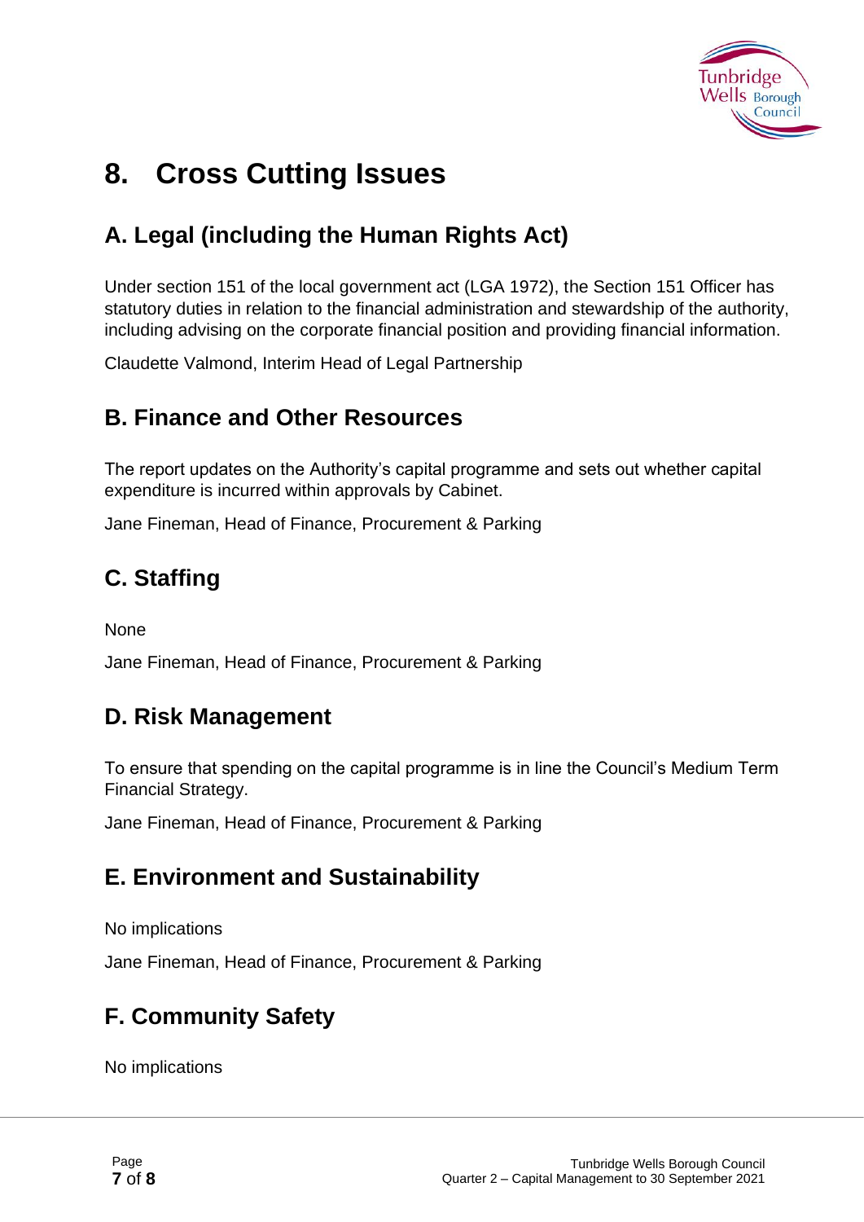# 8. Cross Cutting Issues

## A. Legal (including the Human Rights Act)

Under section 151 of the local government act (LGA 1972), the Section 151 Officer has statutory duties in relation to the financial administration and stewardship of the authority, including advising on the corporate financial position and providing financial information.

Claudette Valmond, Interim Head of Legal Partnership

## B. Finance and Other Resources

The report updates on the Authority's capital programme and sets out whether capital expenditure is incurred within approvals by Cabinet.

Jane Fineman, Head of Finance, Procurement & Parking

## C. Staffing

None

Jane Fineman, Head of Finance, Procurement & Parking

## D. Risk Management

To ensure that spending on the capital programme is in line the Council's Medium Term Financial Strategy.

Jane Fineman, Head of Finance, Procurement & Parking

## E. Environment and Sustainability

No implications

Jane Fineman, Head of Finance, Procurement & Parking

## F. Community Safety

No implications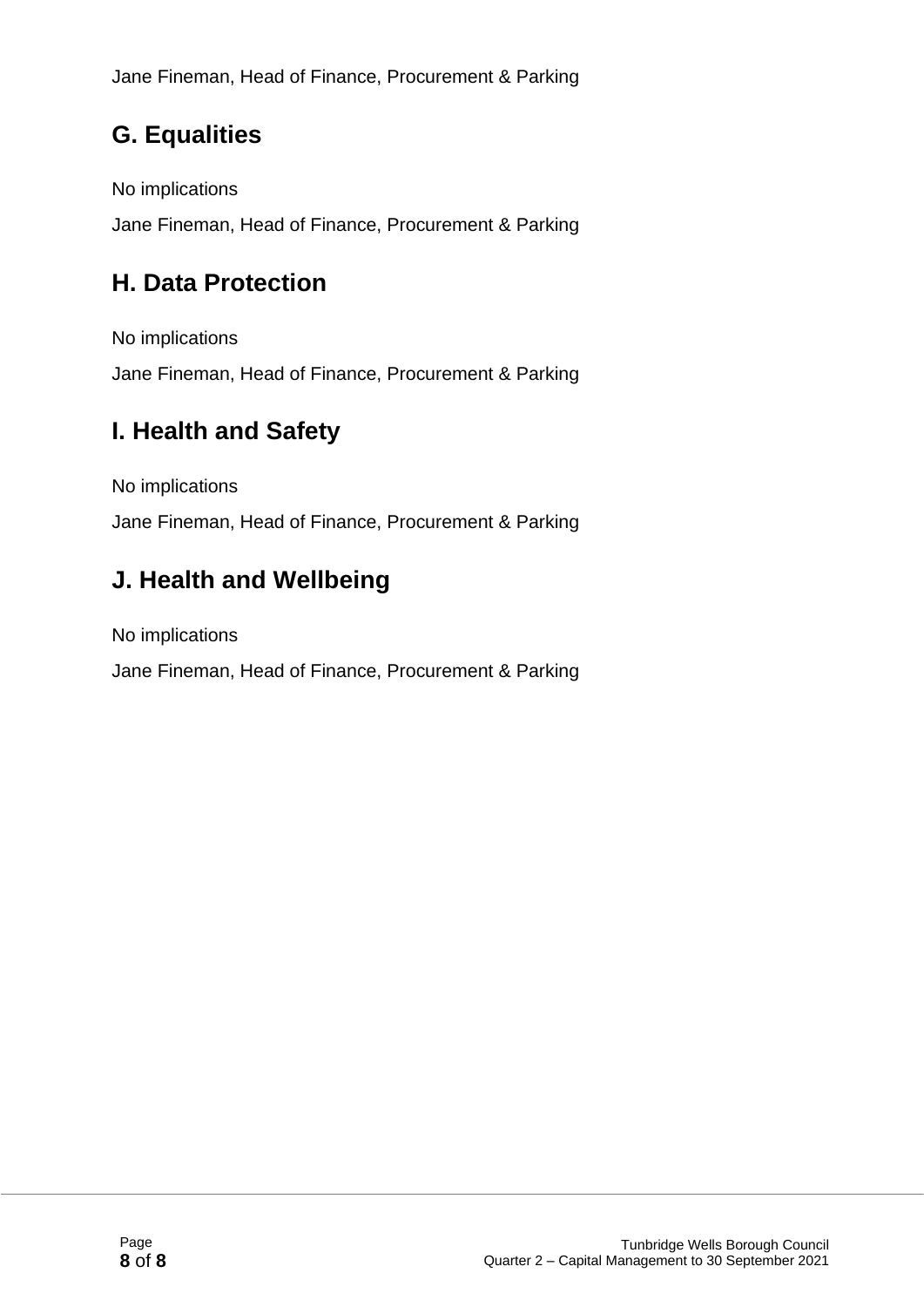Jane Fineman, Head of Finance, Procurement & Parking

## G. Equalities

No implications

Jane Fineman, Head of Finance, Procurement & Parking

## H. Data Protection

No implications

Jane Fineman, Head of Finance, Procurement & Parking

## I. Health and Safety

No implications

Jane Fineman, Head of Finance, Procurement & Parking

## J. Health and Wellbeing

No implications

Jane Fineman, Head of Finance, Procurement & Parking